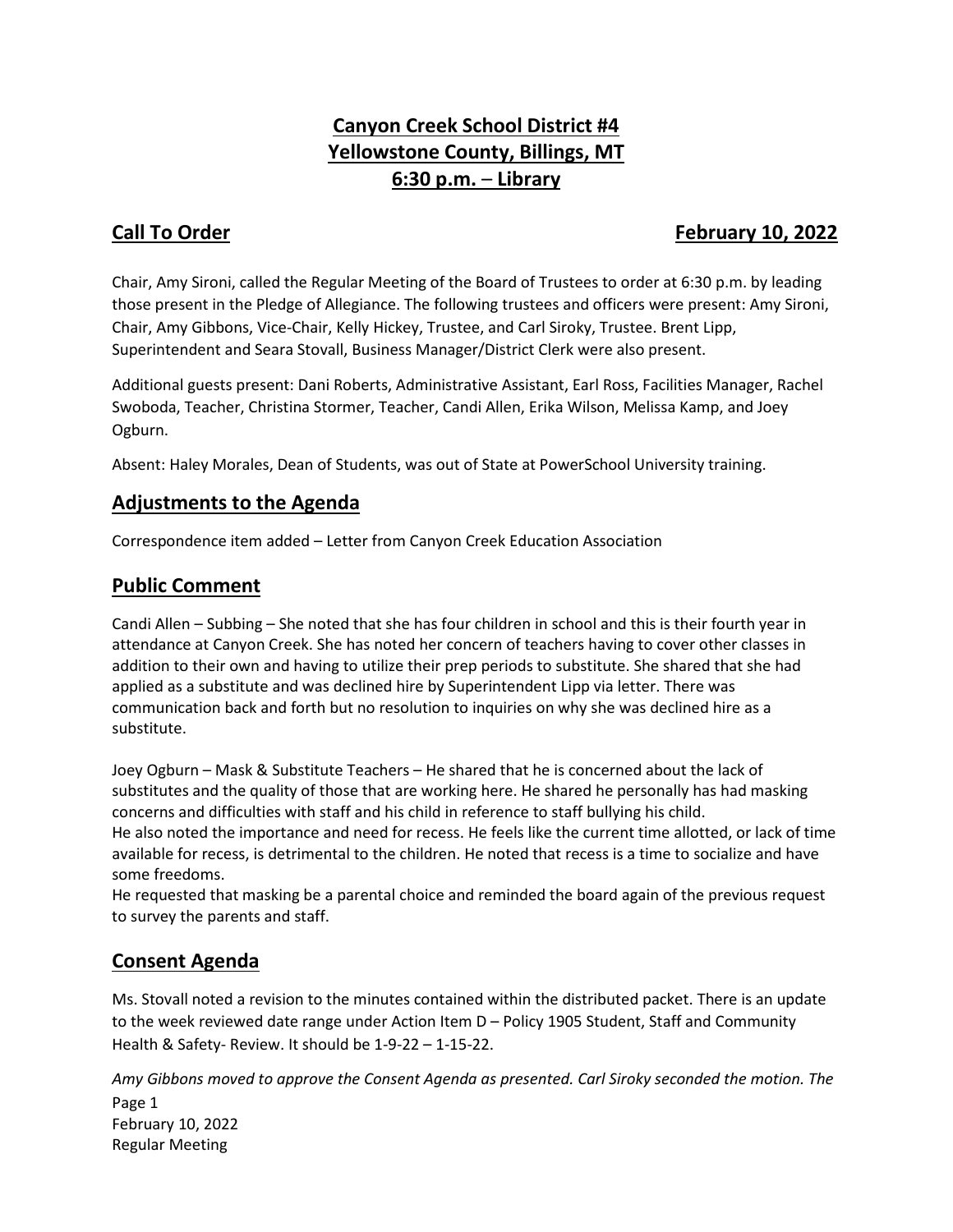# Canyon Creek School District #4
# Yellowstone County, Billings, MT
# 6:30 p.m. – Library

## Call To Order — February 10, 2022

Chair, Amy Sironi, called the Regular Meeting of the Board of Trustees to order at 6:30 p.m. by leading those present in the Pledge of Allegiance. The following trustees and officers were present: Amy Sironi, Chair, Amy Gibbons, Vice-Chair, Kelly Hickey, Trustee, and Carl Siroky, Trustee. Brent Lipp, Superintendent and Seara Stovall, Business Manager/District Clerk were also present.

Additional guests present: Dani Roberts, Administrative Assistant, Earl Ross, Facilities Manager, Rachel Swoboda, Teacher, Christina Stormer, Teacher, Candi Allen, Erika Wilson, Melissa Kamp, and Joey Ogburn.

Absent: Haley Morales, Dean of Students, was out of State at PowerSchool University training.

## Adjustments to the Agenda

Correspondence item added – Letter from Canyon Creek Education Association

## Public Comment

Candi Allen – Subbing – She noted that she has four children in school and this is their fourth year in attendance at Canyon Creek. She has noted her concern of teachers having to cover other classes in addition to their own and having to utilize their prep periods to substitute. She shared that she had applied as a substitute and was declined hire by Superintendent Lipp via letter. There was communication back and forth but no resolution to inquiries on why she was declined hire as a substitute.

Joey Ogburn – Mask & Substitute Teachers – He shared that he is concerned about the lack of substitutes and the quality of those that are working here. He shared he personally has had masking concerns and difficulties with staff and his child in reference to staff bullying his child.
He also noted the importance and need for recess. He feels like the current time allotted, or lack of time available for recess, is detrimental to the children. He noted that recess is a time to socialize and have some freedoms.
He requested that masking be a parental choice and reminded the board again of the previous request to survey the parents and staff.

## Consent Agenda

Ms. Stovall noted a revision to the minutes contained within the distributed packet. There is an update to the week reviewed date range under Action Item D – Policy 1905 Student, Staff and Community Health & Safety- Review. It should be 1-9-22 – 1-15-22.

*Amy Gibbons moved to approve the Consent Agenda as presented. Carl Siroky seconded the motion. The*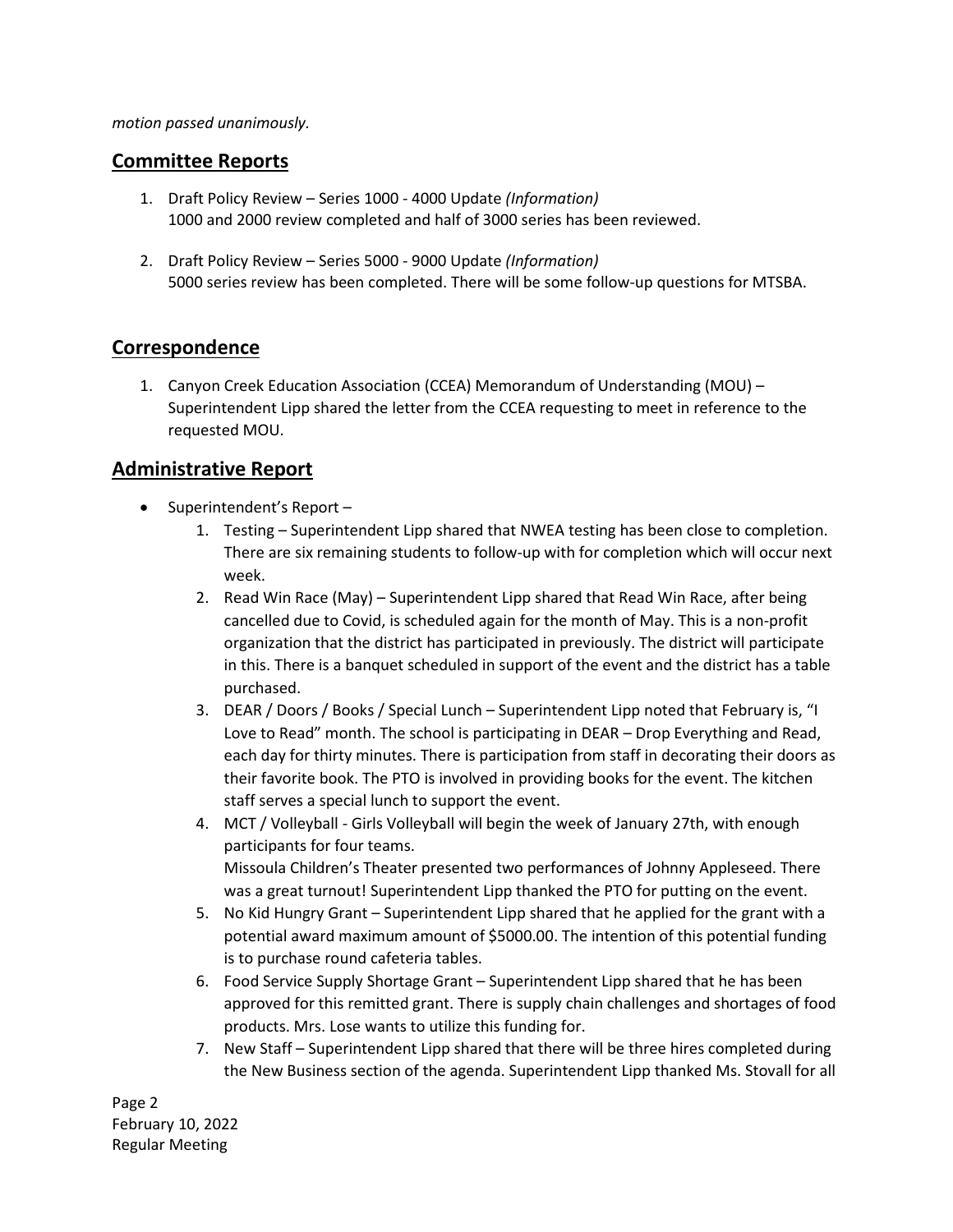*motion passed unanimously.*

## Committee Reports

1. Draft Policy Review – Series 1000 - 4000 Update *(Information)*
   1000 and 2000 review completed and half of 3000 series has been reviewed.

2. Draft Policy Review – Series 5000 - 9000 Update *(Information)*
   5000 series review has been completed. There will be some follow-up questions for MTSBA.

## Correspondence

1. Canyon Creek Education Association (CCEA) Memorandum of Understanding (MOU) – Superintendent Lipp shared the letter from the CCEA requesting to meet in reference to the requested MOU.

## Administrative Report

- Superintendent's Report –
  1. Testing – Superintendent Lipp shared that NWEA testing has been close to completion. There are six remaining students to follow-up with for completion which will occur next week.
  2. Read Win Race (May) – Superintendent Lipp shared that Read Win Race, after being cancelled due to Covid, is scheduled again for the month of May. This is a non-profit organization that the district has participated in previously. The district will participate in this. There is a banquet scheduled in support of the event and the district has a table purchased.
  3. DEAR / Doors / Books / Special Lunch – Superintendent Lipp noted that February is, "I Love to Read" month. The school is participating in DEAR – Drop Everything and Read, each day for thirty minutes. There is participation from staff in decorating their doors as their favorite book. The PTO is involved in providing books for the event. The kitchen staff serves a special lunch to support the event.
  4. MCT / Volleyball - Girls Volleyball will begin the week of January 27th, with enough participants for four teams.
     Missoula Children's Theater presented two performances of Johnny Appleseed. There was a great turnout! Superintendent Lipp thanked the PTO for putting on the event.
  5. No Kid Hungry Grant – Superintendent Lipp shared that he applied for the grant with a potential award maximum amount of $5000.00. The intention of this potential funding is to purchase round cafeteria tables.
  6. Food Service Supply Shortage Grant – Superintendent Lipp shared that he has been approved for this remitted grant. There is supply chain challenges and shortages of food products. Mrs. Lose wants to utilize this funding for.
  7. New Staff – Superintendent Lipp shared that there will be three hires completed during the New Business section of the agenda. Superintendent Lipp thanked Ms. Stovall for all

Page 2
February 10, 2022
Regular Meeting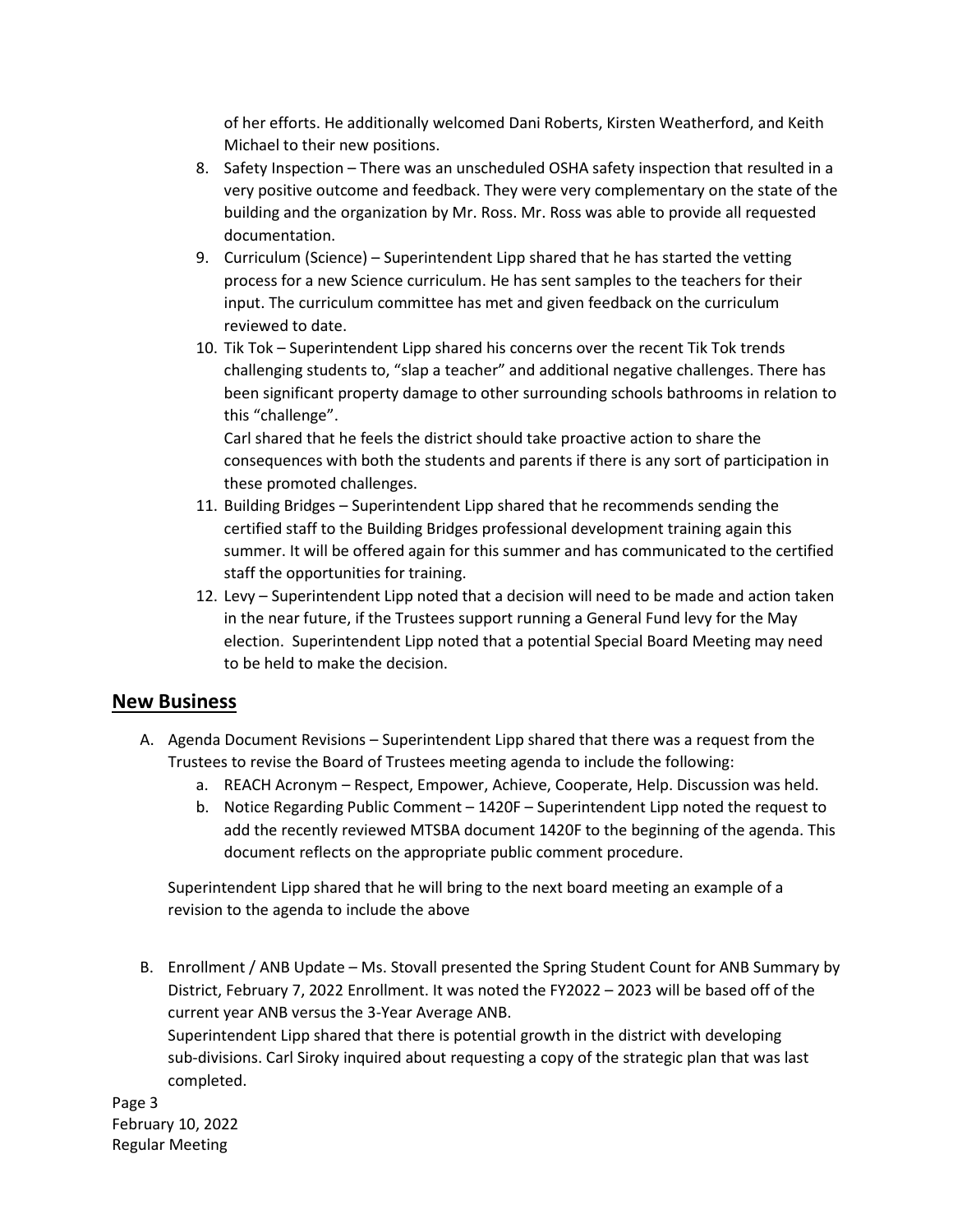of her efforts. He additionally welcomed Dani Roberts, Kirsten Weatherford, and Keith Michael to their new positions.

8. Safety Inspection – There was an unscheduled OSHA safety inspection that resulted in a very positive outcome and feedback. They were very complementary on the state of the building and the organization by Mr. Ross. Mr. Ross was able to provide all requested documentation.
9. Curriculum (Science) – Superintendent Lipp shared that he has started the vetting process for a new Science curriculum. He has sent samples to the teachers for their input. The curriculum committee has met and given feedback on the curriculum reviewed to date.
10. Tik Tok – Superintendent Lipp shared his concerns over the recent Tik Tok trends challenging students to, "slap a teacher" and additional negative challenges. There has been significant property damage to other surrounding schools bathrooms in relation to this "challenge".
    Carl shared that he feels the district should take proactive action to share the consequences with both the students and parents if there is any sort of participation in these promoted challenges.
11. Building Bridges – Superintendent Lipp shared that he recommends sending the certified staff to the Building Bridges professional development training again this summer. It will be offered again for this summer and has communicated to the certified staff the opportunities for training.
12. Levy – Superintendent Lipp noted that a decision will need to be made and action taken in the near future, if the Trustees support running a General Fund levy for the May election. Superintendent Lipp noted that a potential Special Board Meeting may need to be held to make the decision.

## New Business

A. Agenda Document Revisions – Superintendent Lipp shared that there was a request from the Trustees to revise the Board of Trustees meeting agenda to include the following:
   a. REACH Acronym – Respect, Empower, Achieve, Cooperate, Help. Discussion was held.
   b. Notice Regarding Public Comment – 1420F – Superintendent Lipp noted the request to add the recently reviewed MTSBA document 1420F to the beginning of the agenda. This document reflects on the appropriate public comment procedure.

   Superintendent Lipp shared that he will bring to the next board meeting an example of a revision to the agenda to include the above

B. Enrollment / ANB Update – Ms. Stovall presented the Spring Student Count for ANB Summary by District, February 7, 2022 Enrollment. It was noted the FY2022 – 2023 will be based off of the current year ANB versus the 3-Year Average ANB.
   Superintendent Lipp shared that there is potential growth in the district with developing sub-divisions. Carl Siroky inquired about requesting a copy of the strategic plan that was last completed.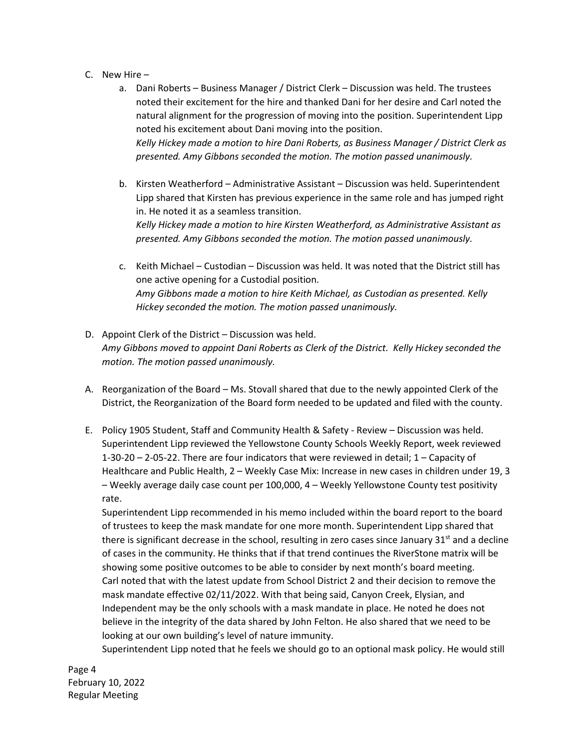C. New Hire –

   a. Dani Roberts – Business Manager / District Clerk – Discussion was held. The trustees noted their excitement for the hire and thanked Dani for her desire and Carl noted the natural alignment for the progression of moving into the position. Superintendent Lipp noted his excitement about Dani moving into the position.
   *Kelly Hickey made a motion to hire Dani Roberts, as Business Manager / District Clerk as presented. Amy Gibbons seconded the motion. The motion passed unanimously.*

   b. Kirsten Weatherford – Administrative Assistant – Discussion was held. Superintendent Lipp shared that Kirsten has previous experience in the same role and has jumped right in. He noted it as a seamless transition.
   *Kelly Hickey made a motion to hire Kirsten Weatherford, as Administrative Assistant as presented. Amy Gibbons seconded the motion. The motion passed unanimously.*

   c. Keith Michael – Custodian – Discussion was held. It was noted that the District still has one active opening for a Custodial position.
   *Amy Gibbons made a motion to hire Keith Michael, as Custodian as presented. Kelly Hickey seconded the motion. The motion passed unanimously.*

D. Appoint Clerk of the District – Discussion was held.
*Amy Gibbons moved to appoint Dani Roberts as Clerk of the District. Kelly Hickey seconded the motion. The motion passed unanimously.*

A. Reorganization of the Board – Ms. Stovall shared that due to the newly appointed Clerk of the District, the Reorganization of the Board form needed to be updated and filed with the county.

E. Policy 1905 Student, Staff and Community Health & Safety - Review – Discussion was held. Superintendent Lipp reviewed the Yellowstone County Schools Weekly Report, week reviewed 1-30-20 – 2-05-22. There are four indicators that were reviewed in detail; 1 – Capacity of Healthcare and Public Health, 2 – Weekly Case Mix: Increase in new cases in children under 19, 3 – Weekly average daily case count per 100,000, 4 – Weekly Yellowstone County test positivity rate.

Superintendent Lipp recommended in his memo included within the board report to the board of trustees to keep the mask mandate for one more month. Superintendent Lipp shared that there is significant decrease in the school, resulting in zero cases since January 31st and a decline of cases in the community. He thinks that if that trend continues the RiverStone matrix will be showing some positive outcomes to be able to consider by next month's board meeting.

Carl noted that with the latest update from School District 2 and their decision to remove the mask mandate effective 02/11/2022. With that being said, Canyon Creek, Elysian, and Independent may be the only schools with a mask mandate in place. He noted he does not believe in the integrity of the data shared by John Felton. He also shared that we need to be looking at our own building's level of nature immunity.

Superintendent Lipp noted that he feels we should go to an optional mask policy. He would still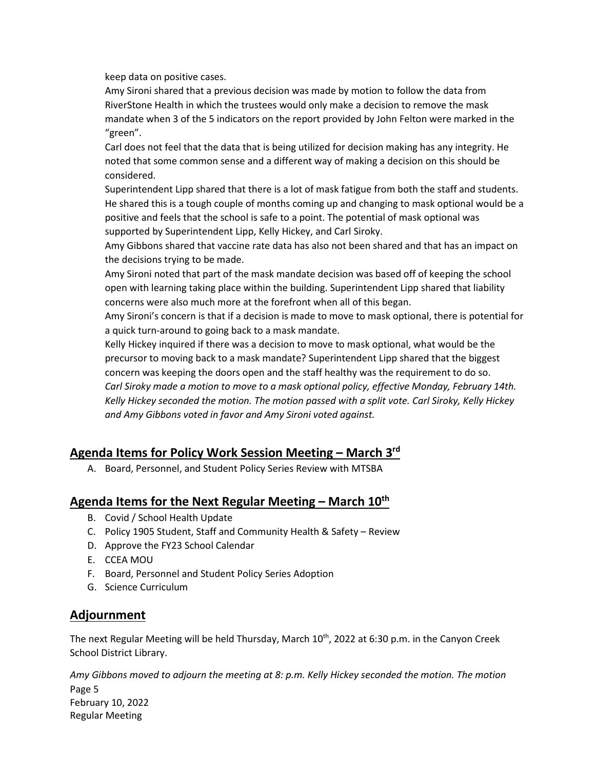keep data on positive cases.

Amy Sironi shared that a previous decision was made by motion to follow the data from RiverStone Health in which the trustees would only make a decision to remove the mask mandate when 3 of the 5 indicators on the report provided by John Felton were marked in the "green".

Carl does not feel that the data that is being utilized for decision making has any integrity. He noted that some common sense and a different way of making a decision on this should be considered.

Superintendent Lipp shared that there is a lot of mask fatigue from both the staff and students. He shared this is a tough couple of months coming up and changing to mask optional would be a positive and feels that the school is safe to a point. The potential of mask optional was supported by Superintendent Lipp, Kelly Hickey, and Carl Siroky.

Amy Gibbons shared that vaccine rate data has also not been shared and that has an impact on the decisions trying to be made.

Amy Sironi noted that part of the mask mandate decision was based off of keeping the school open with learning taking place within the building. Superintendent Lipp shared that liability concerns were also much more at the forefront when all of this began.

Amy Sironi's concern is that if a decision is made to move to mask optional, there is potential for a quick turn-around to going back to a mask mandate.

Kelly Hickey inquired if there was a decision to move to mask optional, what would be the precursor to moving back to a mask mandate? Superintendent Lipp shared that the biggest concern was keeping the doors open and the staff healthy was the requirement to do so.

*Carl Siroky made a motion to move to a mask optional policy, effective Monday, February 14th. Kelly Hickey seconded the motion. The motion passed with a split vote. Carl Siroky, Kelly Hickey and Amy Gibbons voted in favor and Amy Sironi voted against.*

## Agenda Items for Policy Work Session Meeting – March 3rd

A. Board, Personnel, and Student Policy Series Review with MTSBA

## Agenda Items for the Next Regular Meeting – March 10th

B. Covid / School Health Update
C. Policy 1905 Student, Staff and Community Health & Safety – Review
D. Approve the FY23 School Calendar
E. CCEA MOU
F. Board, Personnel and Student Policy Series Adoption
G. Science Curriculum

## Adjournment

The next Regular Meeting will be held Thursday, March 10th, 2022 at 6:30 p.m. in the Canyon Creek School District Library.

*Amy Gibbons moved to adjourn the meeting at 8: p.m. Kelly Hickey seconded the motion. The motion*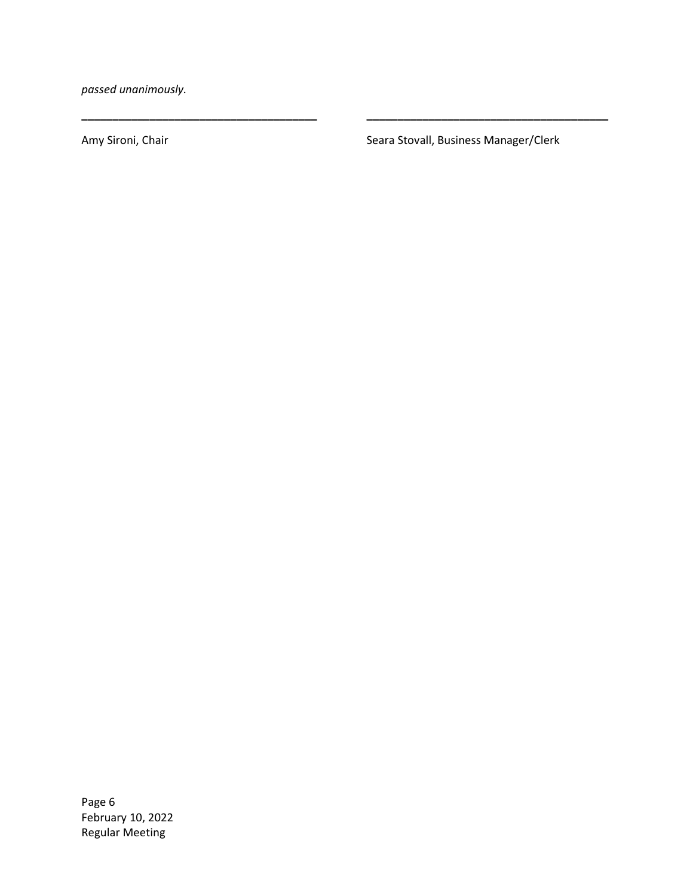*passed unanimously.*

\_\_\_\_\_\_\_\_\_\_\_\_\_\_\_\_\_\_\_\_\_\_\_\_\_\_\_\_\_\_\_\_\_\_\_\_\_\_

Amy Sironi, Chair

\_\_\_\_\_\_\_\_\_\_\_\_\_\_\_\_\_\_\_\_\_\_\_\_\_\_\_\_\_\_\_\_\_\_\_\_\_\_

Seara Stovall, Business Manager/Clerk